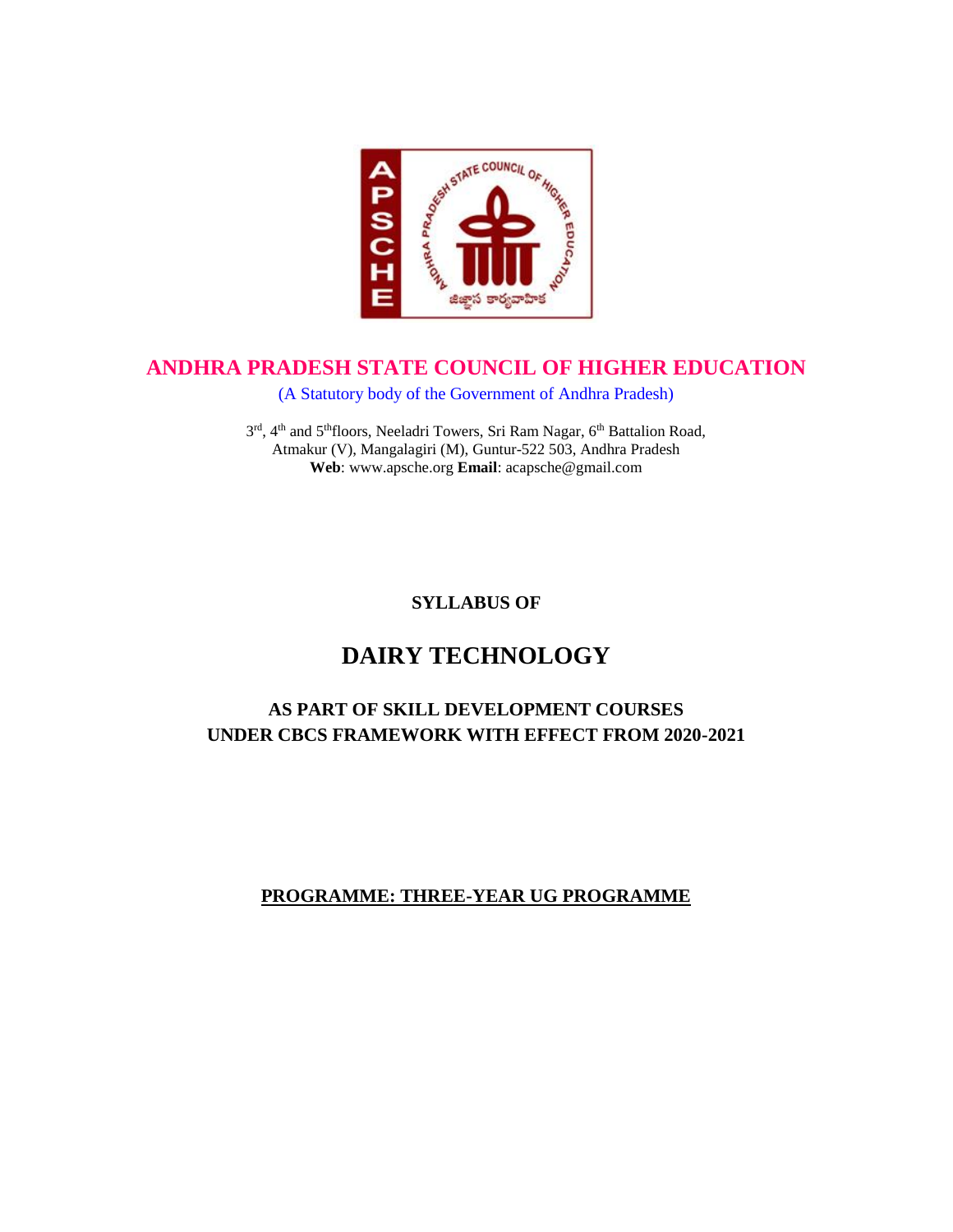# ANDHRA PRADESH STATE COUNCIL OF HIGHER EDUCATION

(A Statutory body of the Government of Andhra Pradesh)

3rd, 4th and 5th floors, Neeladri Towers, Sri Ram Nagar, 6th Battalion Road,
Atmakur (V), Mangalagiri (M), Guntur-522 503, Andhra Pradesh
**Web**: www.apsche.org **Email**: acapsche@gmail.com

**SYLLABUS OF**

# DAIRY TECHNOLOGY

## AS PART OF SKILL DEVELOPMENT COURSES UNDER CBCS FRAMEWORK WITH EFFECT FROM 2020-2021

**PROGRAMME: THREE-YEAR UG PROGRAMME**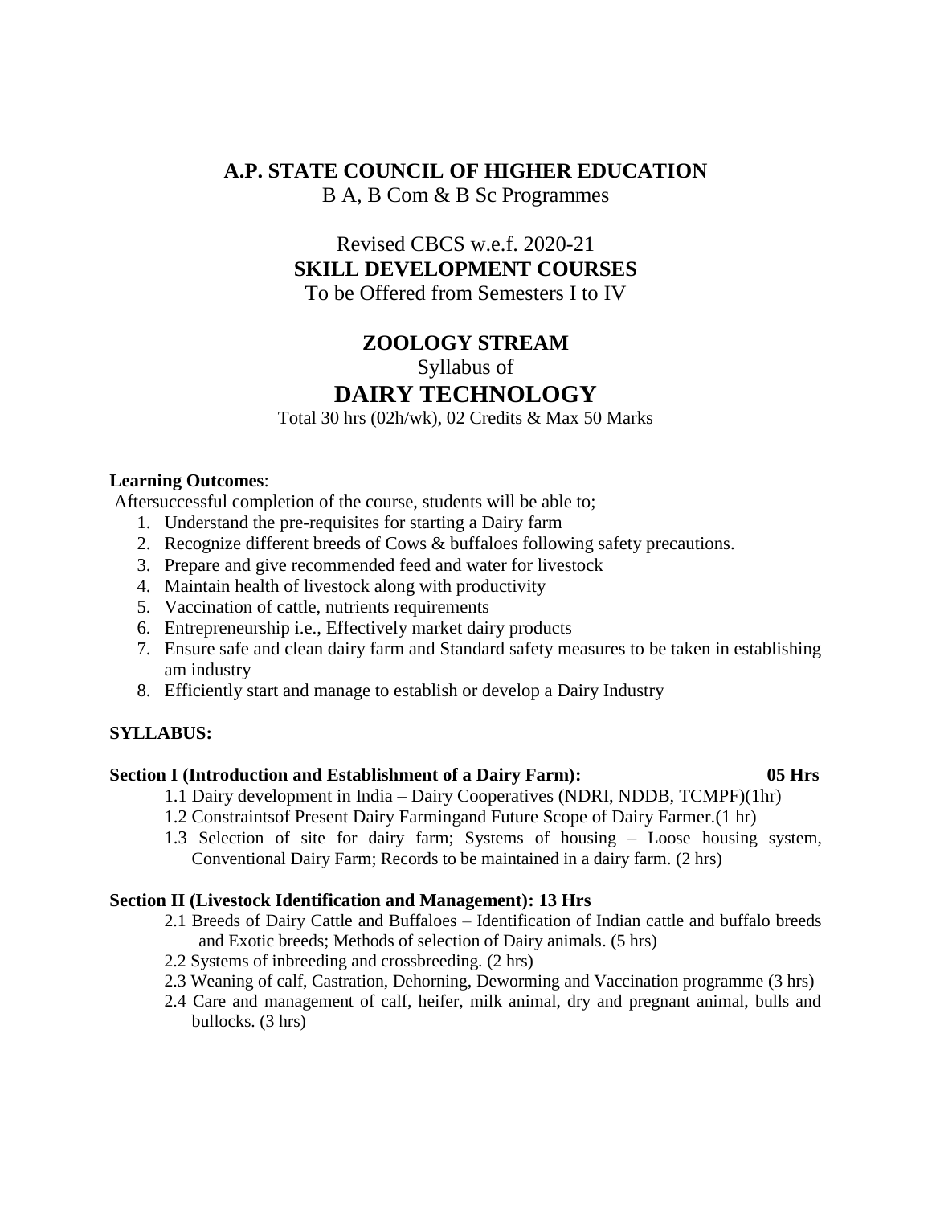# A.P. STATE COUNCIL OF HIGHER EDUCATION

B A, B Com & B Sc Programmes

Revised CBCS w.e.f. 2020-21

## SKILL DEVELOPMENT COURSES

To be Offered from Semesters I to IV

## ZOOLOGY STREAM

Syllabus of

# DAIRY TECHNOLOGY

Total 30 hrs (02h/wk), 02 Credits & Max 50 Marks

**Learning Outcomes**:

Aftersuccessful completion of the course, students will be able to;

1. Understand the pre-requisites for starting a Dairy farm
2. Recognize different breeds of Cows & buffaloes following safety precautions.
3. Prepare and give recommended feed and water for livestock
4. Maintain health of livestock along with productivity
5. Vaccination of cattle, nutrients requirements
6. Entrepreneurship i.e., Effectively market dairy products
7. Ensure safe and clean dairy farm and Standard safety measures to be taken in establishing am industry
8. Efficiently start and manage to establish or develop a Dairy Industry

**SYLLABUS:**

**Section I (Introduction and Establishment of a Dairy Farm): 05 Hrs**

1.1 Dairy development in India – Dairy Cooperatives (NDRI, NDDB, TCMPF)(1hr)

1.2 Constraintsof Present Dairy Farmingand Future Scope of Dairy Farmer.(1 hr)

1.3 Selection of site for dairy farm; Systems of housing – Loose housing system, Conventional Dairy Farm; Records to be maintained in a dairy farm. (2 hrs)

**Section II (Livestock Identification and Management): 13 Hrs**

2.1 Breeds of Dairy Cattle and Buffaloes – Identification of Indian cattle and buffalo breeds and Exotic breeds; Methods of selection of Dairy animals. (5 hrs)

2.2 Systems of inbreeding and crossbreeding. (2 hrs)

2.3 Weaning of calf, Castration, Dehorning, Deworming and Vaccination programme (3 hrs)

2.4 Care and management of calf, heifer, milk animal, dry and pregnant animal, bulls and bullocks. (3 hrs)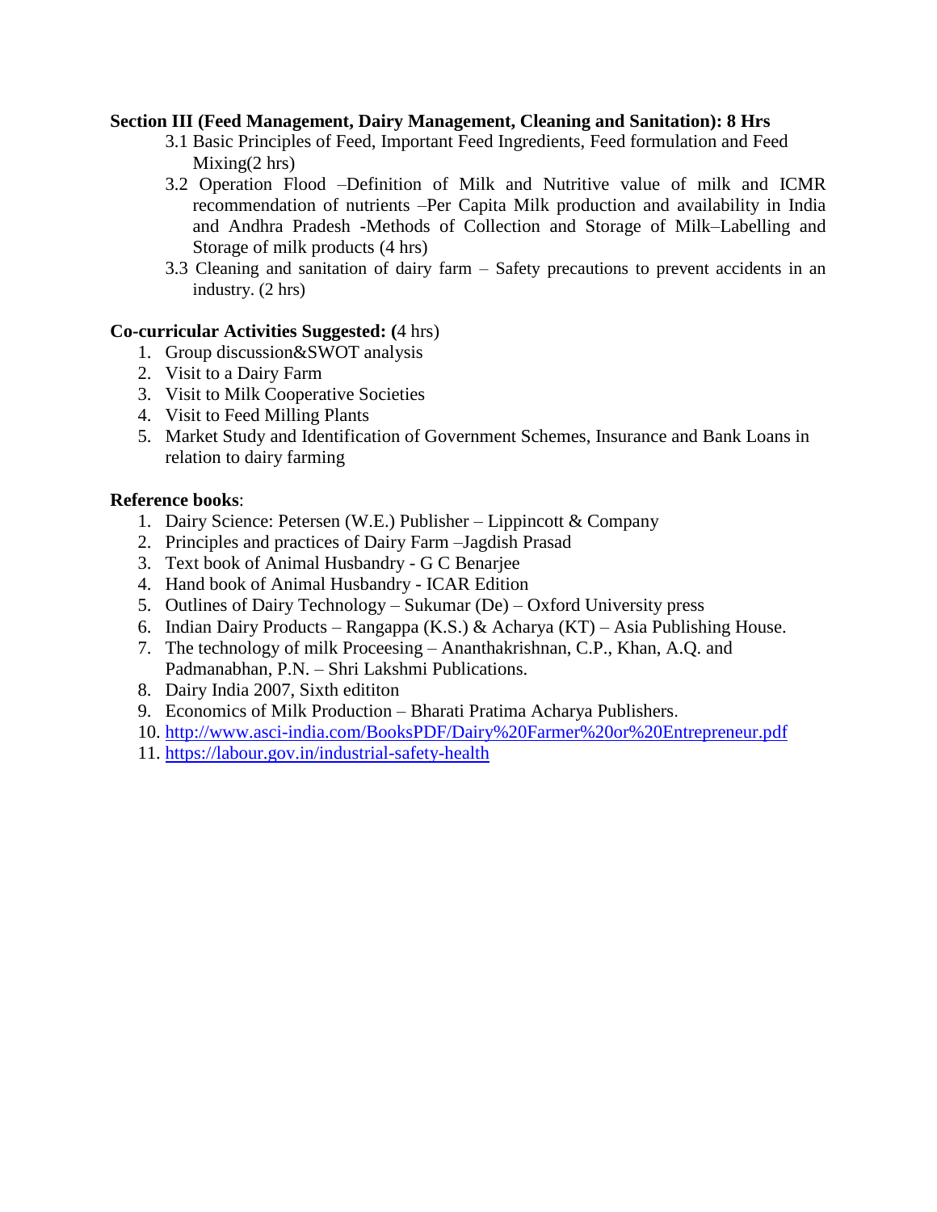**Section III (Feed Management, Dairy Management, Cleaning and Sanitation): 8 Hrs**

3.1 Basic Principles of Feed, Important Feed Ingredients, Feed formulation and Feed Mixing(2 hrs)

3.2 Operation Flood –Definition of Milk and Nutritive value of milk and ICMR recommendation of nutrients –Per Capita Milk production and availability in India and Andhra Pradesh -Methods of Collection and Storage of Milk–Labelling and Storage of milk products (4 hrs)

3.3 Cleaning and sanitation of dairy farm – Safety precautions to prevent accidents in an industry. (2 hrs)

**Co-curricular Activities Suggested: (**4 hrs)

1. Group discussion&SWOT analysis
2. Visit to a Dairy Farm
3. Visit to Milk Cooperative Societies
4. Visit to Feed Milling Plants
5. Market Study and Identification of Government Schemes, Insurance and Bank Loans in relation to dairy farming

**Reference books**:

1. Dairy Science: Petersen (W.E.) Publisher – Lippincott & Company
2. Principles and practices of Dairy Farm –Jagdish Prasad
3. Text book of Animal Husbandry - G C Benarjee
4. Hand book of Animal Husbandry - ICAR Edition
5. Outlines of Dairy Technology – Sukumar (De) – Oxford University press
6. Indian Dairy Products – Rangappa (K.S.) & Acharya (KT) – Asia Publishing House.
7. The technology of milk Proceesing – Ananthakrishnan, C.P., Khan, A.Q. and Padmanabhan, P.N. – Shri Lakshmi Publications.
8. Dairy India 2007, Sixth edititon
9. Economics of Milk Production – Bharati Pratima Acharya Publishers.
10. http://www.asci-india.com/BooksPDF/Dairy%20Farmer%20or%20Entrepreneur.pdf
11. https://labour.gov.in/industrial-safety-health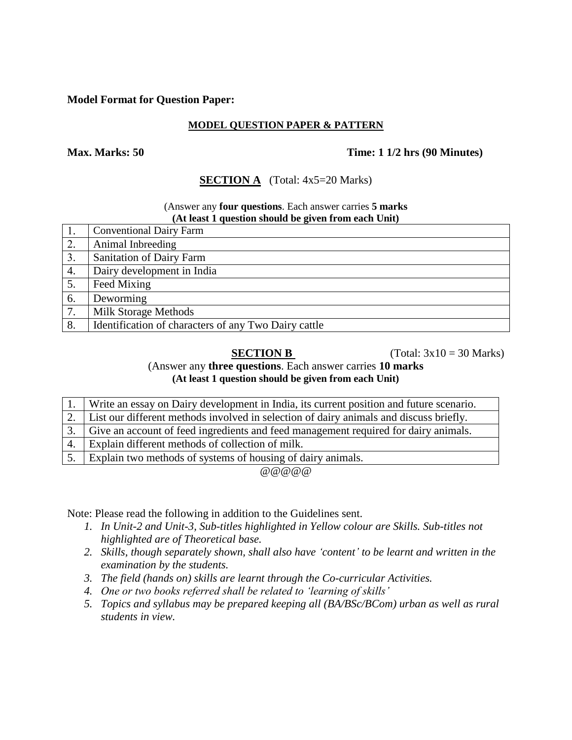**Model Format for Question Paper:**

**MODEL QUESTION PAPER & PATTERN**

**Max. Marks: 50** **Time: 1 1/2 hrs (90 Minutes)**

**SECTION A** (Total: 4x5=20 Marks)

(Answer any **four questions**. Each answer carries **5 marks**
**(At least 1 question should be given from each Unit)**

| | |
|---|---|
| 1. | Conventional Dairy Farm |
| 2. | Animal Inbreeding |
| 3. | Sanitation of Dairy Farm |
| 4. | Dairy development in India |
| 5. | Feed Mixing |
| 6. | Deworming |
| 7. | Milk Storage Methods |
| 8. | Identification of characters of any Two Dairy cattle |

**SECTION B** (Total: 3x10 = 30 Marks)

(Answer any **three questions**. Each answer carries **10 marks**
**(At least 1 question should be given from each Unit)**

| | |
|---|---|
| 1. | Write an essay on Dairy development in India, its current position and future scenario. |
| 2. | List our different methods involved in selection of dairy animals and discuss briefly. |
| 3. | Give an account of feed ingredients and feed management required for dairy animals. |
| 4. | Explain different methods of collection of milk. |
| 5. | Explain two methods of systems of housing of dairy animals. |

@@@@@

Note: Please read the following in addition to the Guidelines sent.

1. *In Unit-2 and Unit-3, Sub-titles highlighted in Yellow colour are Skills. Sub-titles not highlighted are of Theoretical base.*
2. *Skills, though separately shown, shall also have 'content' to be learnt and written in the examination by the students.*
3. *The field (hands on) skills are learnt through the Co-curricular Activities.*
4. *One or two books referred shall be related to 'learning of skills'*
5. *Topics and syllabus may be prepared keeping all (BA/BSc/BCom) urban as well as rural students in view.*